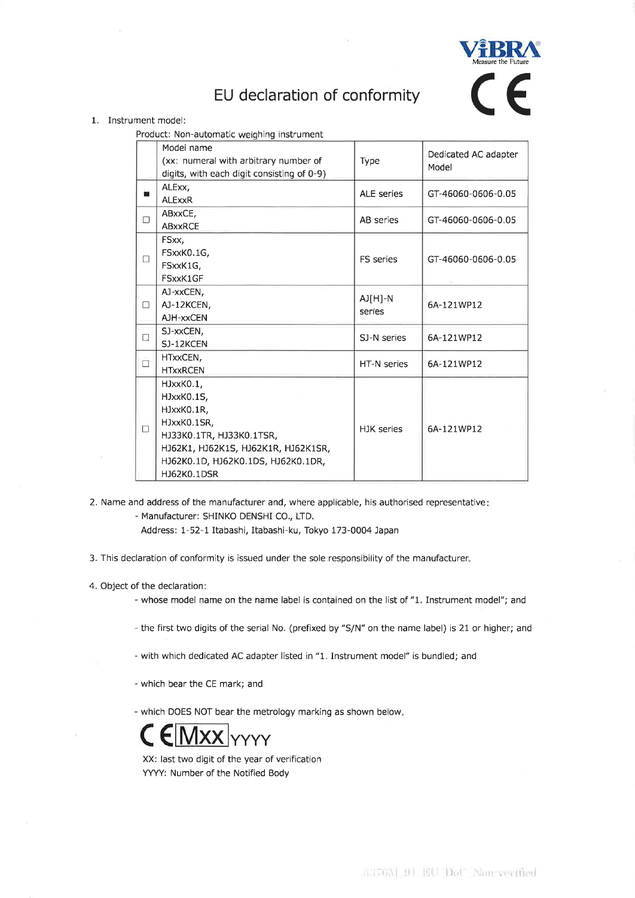VIBRA
Measure the Future

# EU declaration of conformity

CE

1. Instrument model:

Product: Non-automatic weighing instrument

| | Model name (xx: numeral with arbitrary number of digits, with each digit consisting of 0-9) | Type | Dedicated AC adapter Model |
|---|---|---|---|
| ■ | ALExx, ALExxR | ALE series | GT-46060-0606-0.05 |
| □ | ABxxCE, ABxxRCE | AB series | GT-46060-0606-0.05 |
| □ | FSxx, FSxxK0.1G, FSxxK1G, FSxxK1GF | FS series | GT-46060-0606-0.05 |
| □ | AJ-xxCEN, AJ-12KCEN, AJH-xxCEN | AJ[H]-N series | 6A-121WP12 |
| □ | SJ-xxCEN, SJ-12KCEN | SJ-N series | 6A-121WP12 |
| □ | HTxxCEN, HTxxRCEN | HT-N series | 6A-121WP12 |
| □ | HJxxK0.1, HJxxK0.1S, HJxxK0.1R, HJxxK0.1SR, HJ33K0.1TR, HJ33K0.1TSR, HJ62K1, HJ62K1S, HJ62K1R, HJ62K1SR, HJ62K0.1D, HJ62K0.1DS, HJ62K0.1DR, HJ62K0.1DSR | HJK series | 6A-121WP12 |

2. Name and address of the manufacturer and, where applicable, his authorised representative:
   - Manufacturer: SHINKO DENSHI CO., LTD.
     Address: 1-52-1 Itabashi, Itabashi-ku, Tokyo 173-0004 Japan

3. This declaration of conformity is issued under the sole responsibility of the manufacturer.

4. Object of the declaration:
   - whose model name on the name label is contained on the list of "1. Instrument model"; and
   - the first two digits of the serial No. (prefixed by "S/N" on the name label) is 21 or higher; and
   - with which dedicated AC adapter listed in "1. Instrument model" is bundled; and
   - which bear the CE mark; and
   - which DOES NOT bear the metrology marking as shown below.

   CE Mxx YYYY

   XX: last two digit of the year of verification
   YYYY: Number of the Notified Body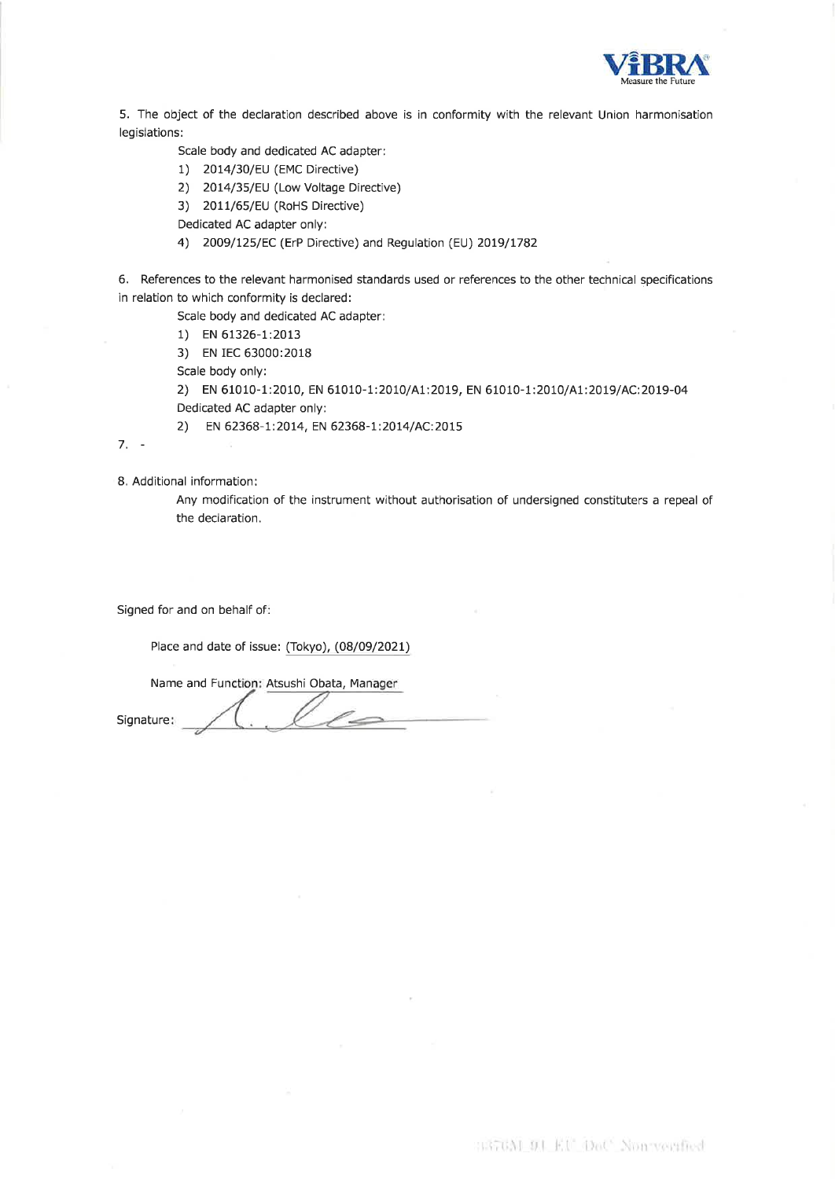5. The object of the declaration described above is in conformity with the relevant Union harmonisation legislations:

Scale body and dedicated AC adapter:

1) 2014/30/EU (EMC Directive)
2) 2014/35/EU (Low Voltage Directive)
3) 2011/65/EU (RoHS Directive)

Dedicated AC adapter only:

4) 2009/125/EC (ErP Directive) and Regulation (EU) 2019/1782

6. References to the relevant harmonised standards used or references to the other technical specifications in relation to which conformity is declared:

Scale body and dedicated AC adapter:

1) EN 61326-1:2013
3) EN IEC 63000:2018

Scale body only:

2) EN 61010-1:2010, EN 61010-1:2010/A1:2019, EN 61010-1:2010/A1:2019/AC:2019-04

Dedicated AC adapter only:

2) EN 62368-1:2014, EN 62368-1:2014/AC:2015

7. -

8. Additional information:

Any modification of the instrument without authorisation of undersigned constituters a repeal of the declaration.

Signed for and on behalf of:

Place and date of issue: (Tokyo), (08/09/2021)

Name and Function: Atsushi Obata, Manager

Signature:

1376M_01_EU_DoC_Non-verified